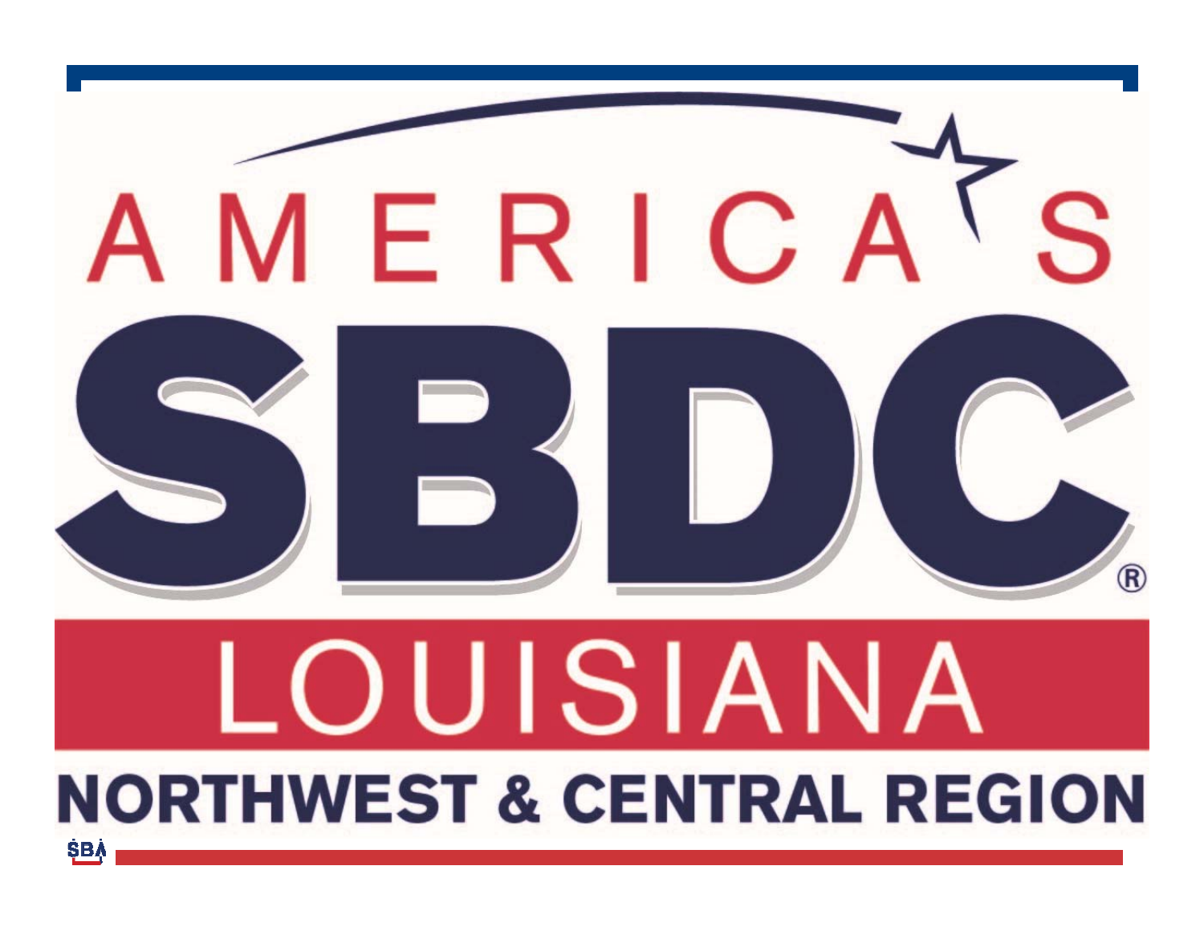# AMERICA'S SBDC®

## LOUISIANA

### NORTHWEST & CENTRAL REGION

SBA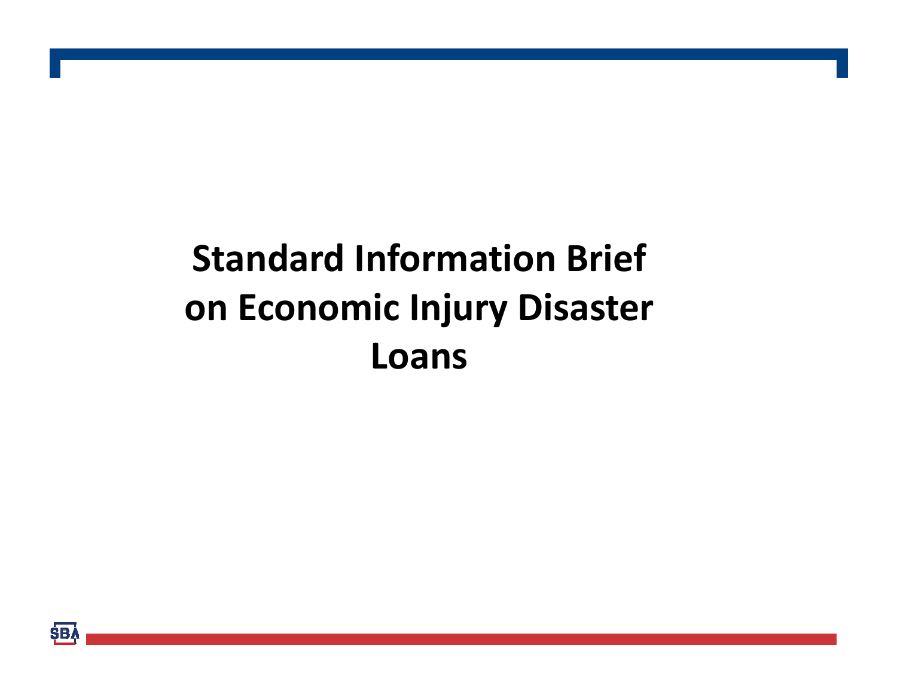# Standard Information Brief on Economic Injury Disaster Loans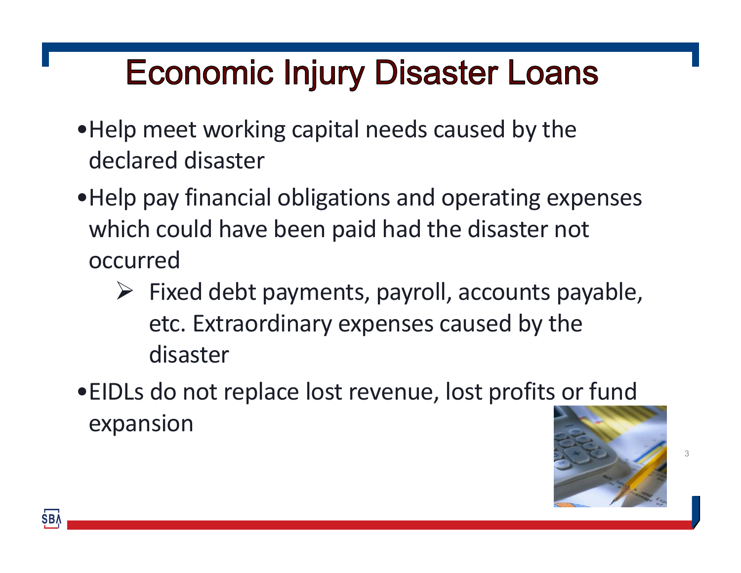# Economic Injury Disaster Loans

- Help meet working capital needs caused by the declared disaster
- Help pay financial obligations and operating expenses which could have been paid had the disaster not occurred
  - Fixed debt payments, payroll, accounts payable, etc. Extraordinary expenses caused by the disaster
- EIDLs do not replace lost revenue, lost profits or fund expansion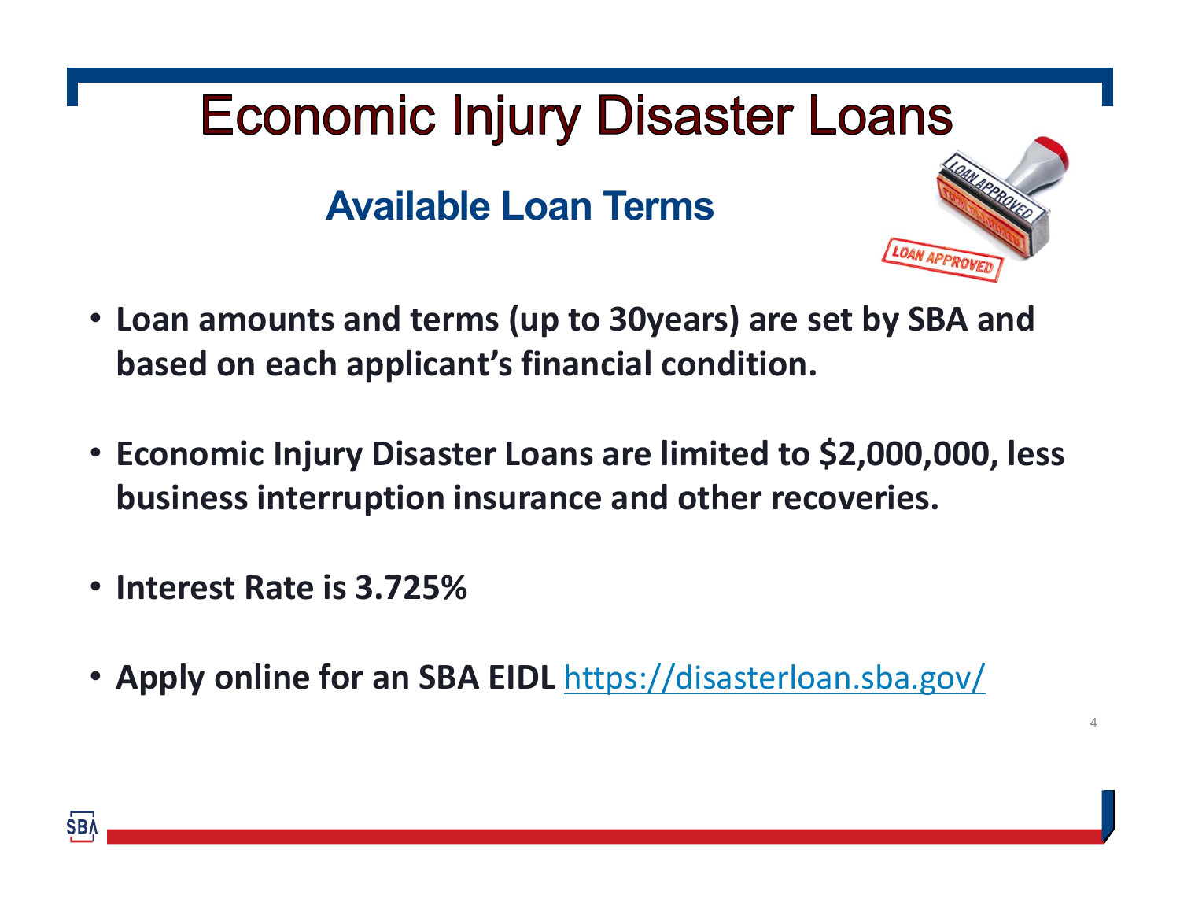# Economic Injury Disaster Loans

## Available Loan Terms

- **Loan amounts and terms (up to 30years) are set by SBA and based on each applicant's financial condition.**
- **Economic Injury Disaster Loans are limited to $2,000,000, less business interruption insurance and other recoveries.**
- **Interest Rate is 3.725%**
- **Apply online for an SBA EIDL** https://disasterloan.sba.gov/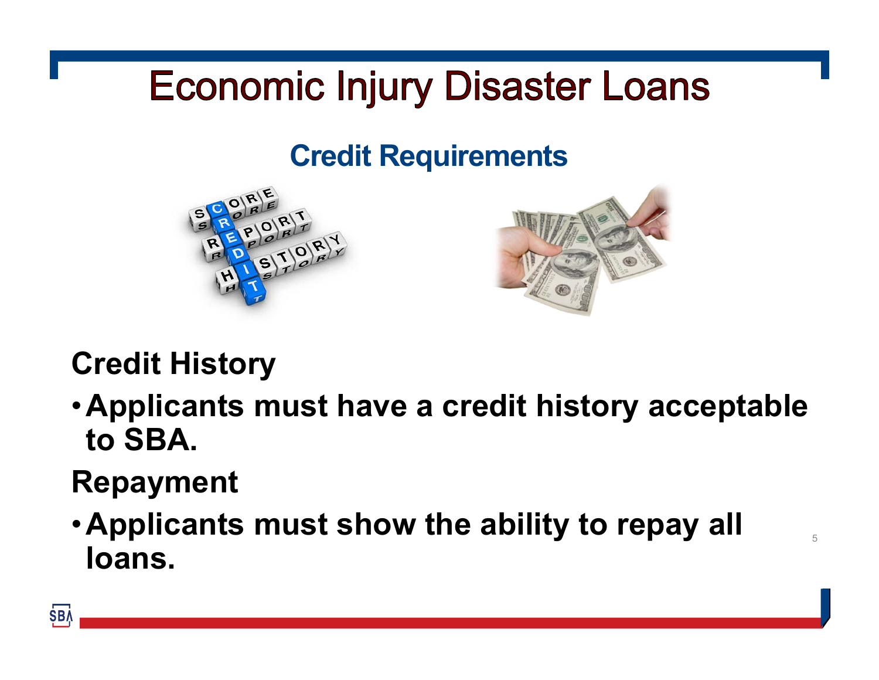# Economic Injury Disaster Loans

## Credit Requirements

**Credit History**

- **Applicants must have a credit history acceptable to SBA.**

**Repayment**

- **Applicants must show the ability to repay all loans.**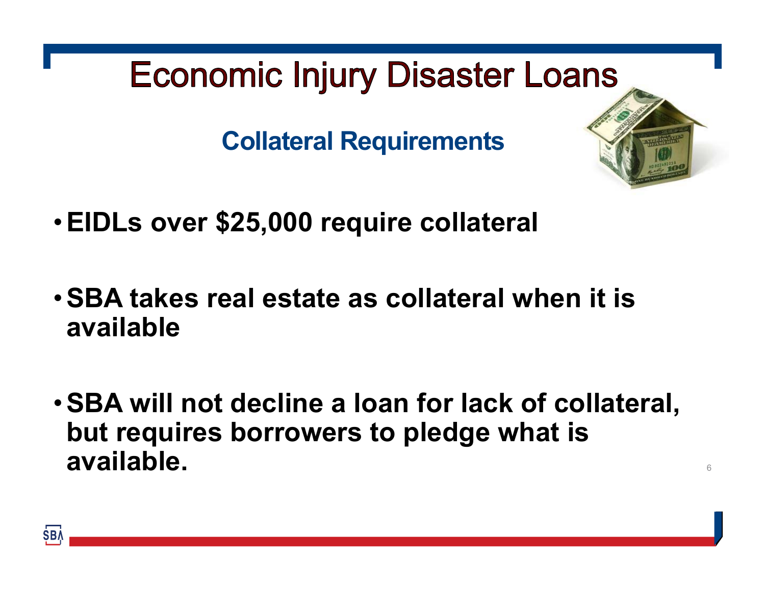# Economic Injury Disaster Loans

## Collateral Requirements

- **EIDLs over $25,000 require collateral**
- **SBA takes real estate as collateral when it is available**
- **SBA will not decline a loan for lack of collateral, but requires borrowers to pledge what is available.**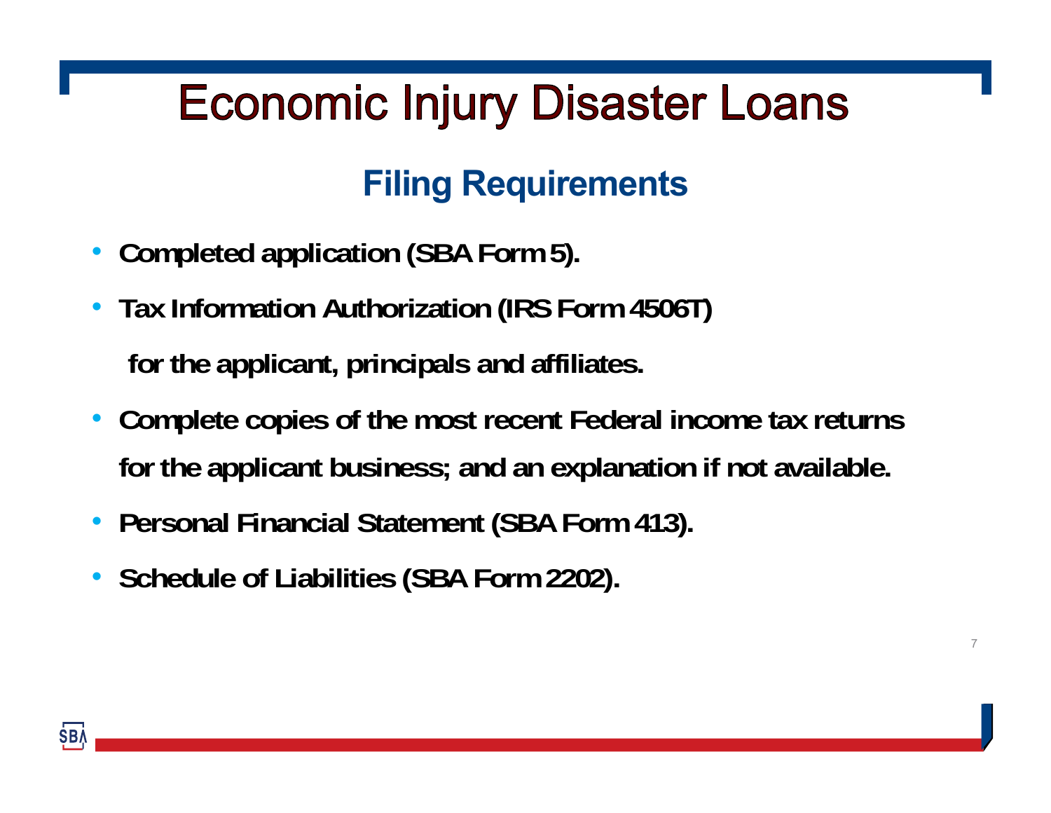# Economic Injury Disaster Loans

## Filing Requirements

- **Completed application (SBA Form 5).**
- **Tax Information Authorization (IRS Form 4506T)**

  **for the applicant, principals and affiliates.**
- **Complete copies of the most recent Federal income tax returns for the applicant business; and an explanation if not available.**
- **Personal Financial Statement (SBA Form 413).**
- **Schedule of Liabilities (SBA Form 2202).**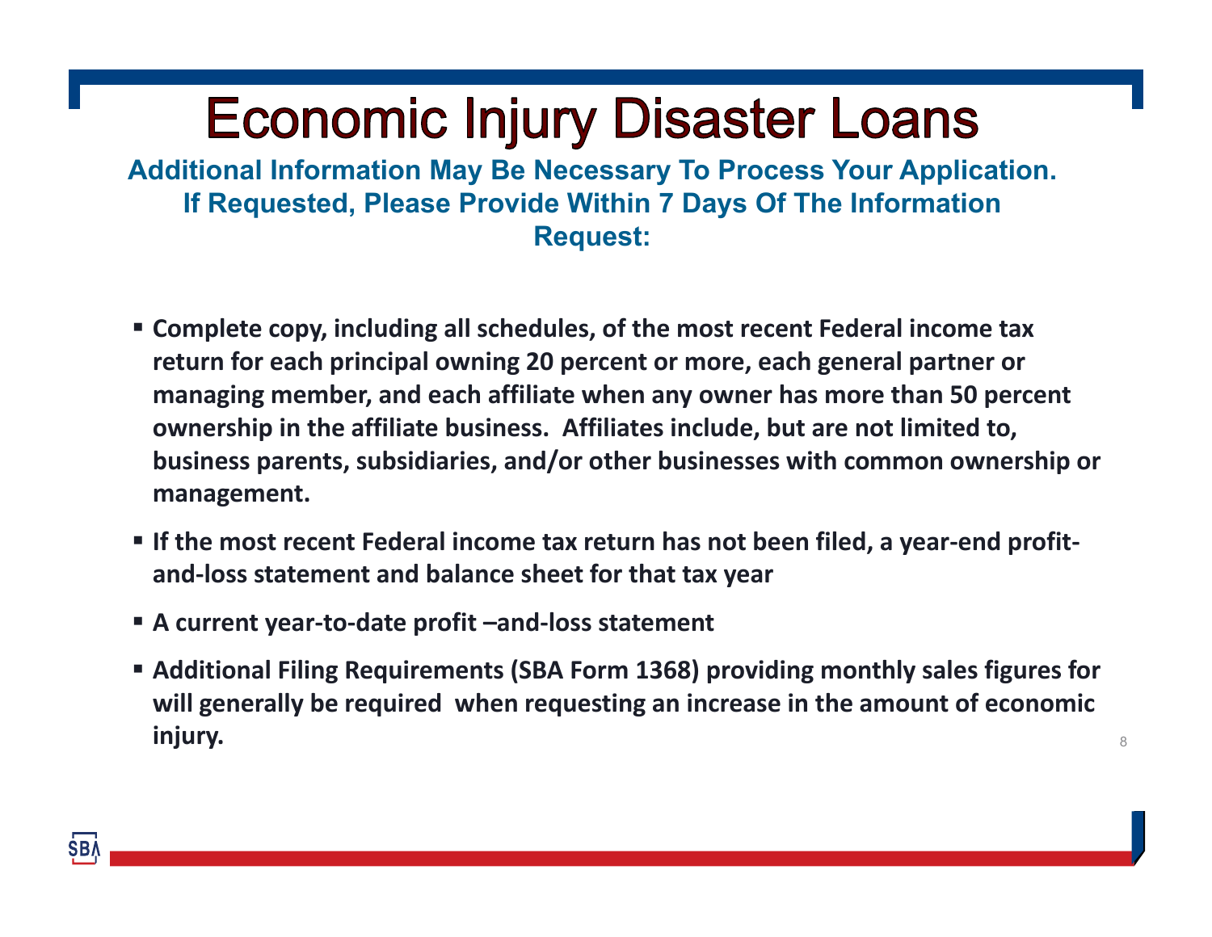# Economic Injury Disaster Loans

**Additional Information May Be Necessary To Process Your Application. If Requested, Please Provide Within 7 Days Of The Information Request:**

- **Complete copy, including all schedules, of the most recent Federal income tax return for each principal owning 20 percent or more, each general partner or managing member, and each affiliate when any owner has more than 50 percent ownership in the affiliate business. Affiliates include, but are not limited to, business parents, subsidiaries, and/or other businesses with common ownership or management.**
- **If the most recent Federal income tax return has not been filed, a year-end profit-and-loss statement and balance sheet for that tax year**
- **A current year-to-date profit –and-loss statement**
- **Additional Filing Requirements (SBA Form 1368) providing monthly sales figures for will generally be required when requesting an increase in the amount of economic injury.**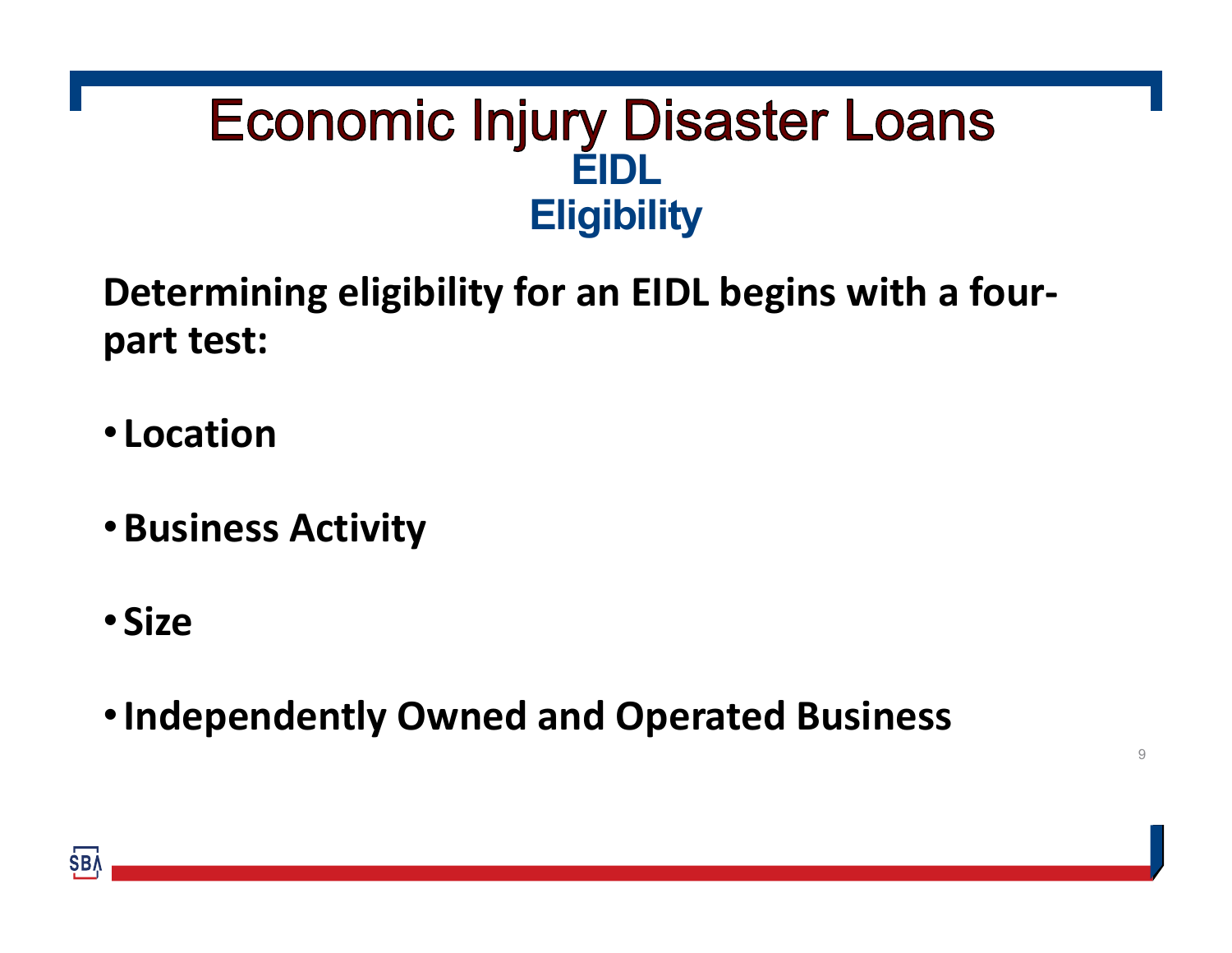# Economic Injury Disaster Loans

## EIDL

## Eligibility

**Determining eligibility for an EIDL begins with a four-part test:**

- **Location**
- **Business Activity**
- **Size**
- **Independently Owned and Operated Business**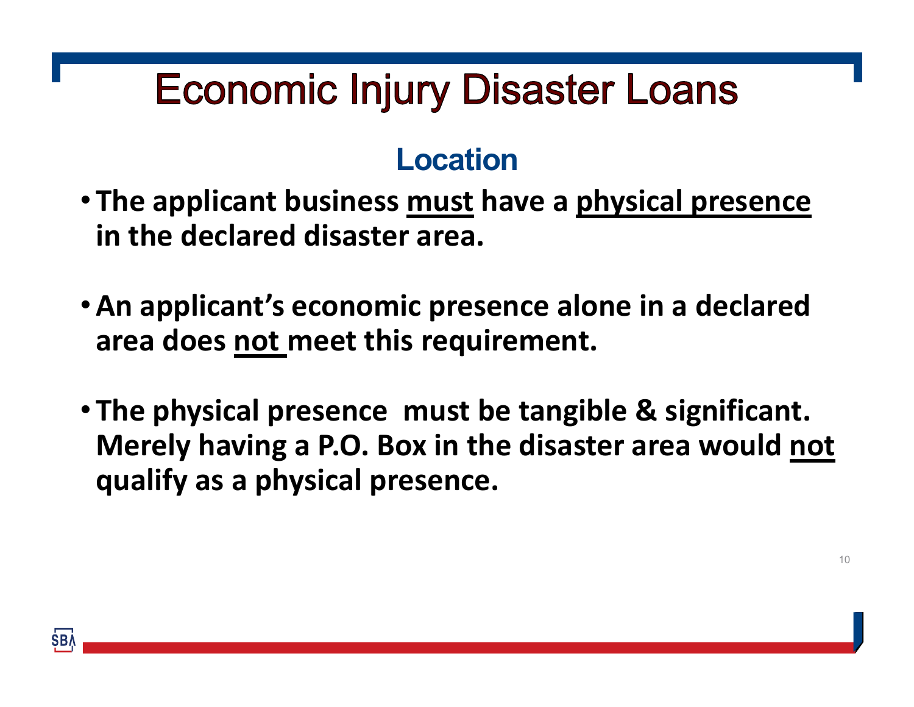# Economic Injury Disaster Loans

## Location

- **The applicant business must have a physical presence in the declared disaster area.**
- **An applicant's economic presence alone in a declared area does not meet this requirement.**
- **The physical presence must be tangible & significant. Merely having a P.O. Box in the disaster area would not qualify as a physical presence.**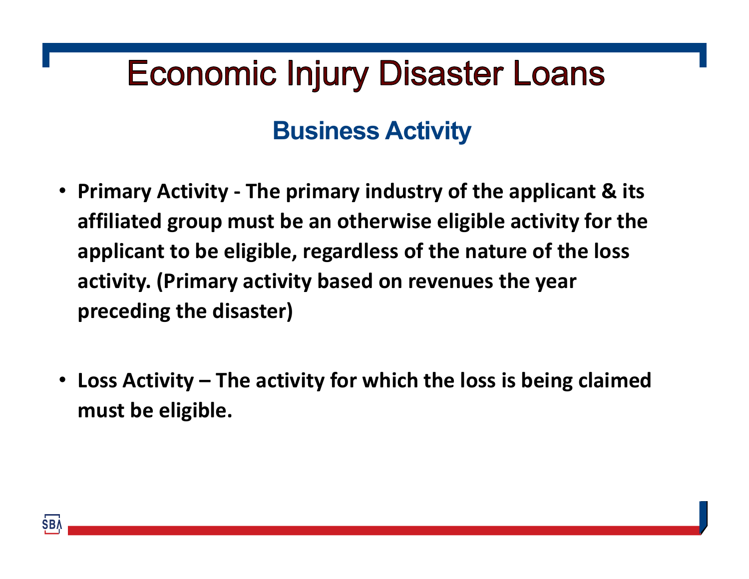# Economic Injury Disaster Loans

## Business Activity

- **Primary Activity - The primary industry of the applicant & its affiliated group must be an otherwise eligible activity for the applicant to be eligible, regardless of the nature of the loss activity. (Primary activity based on revenues the year preceding the disaster)**

- **Loss Activity – The activity for which the loss is being claimed must be eligible.**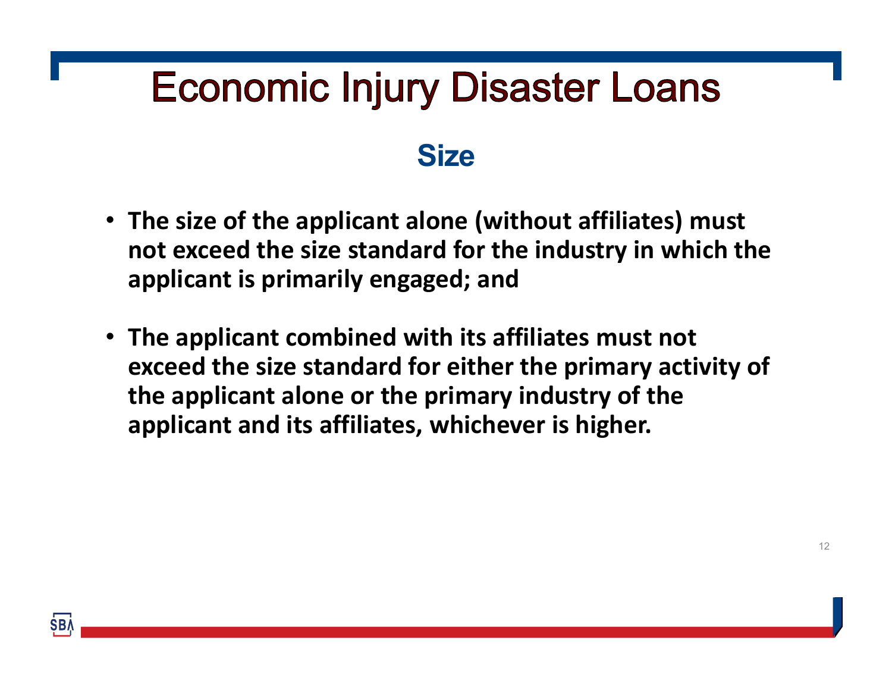# Economic Injury Disaster Loans

## Size

- **The size of the applicant alone (without affiliates) must not exceed the size standard for the industry in which the applicant is primarily engaged; and**
- **The applicant combined with its affiliates must not exceed the size standard for either the primary activity of the applicant alone or the primary industry of the applicant and its affiliates, whichever is higher.**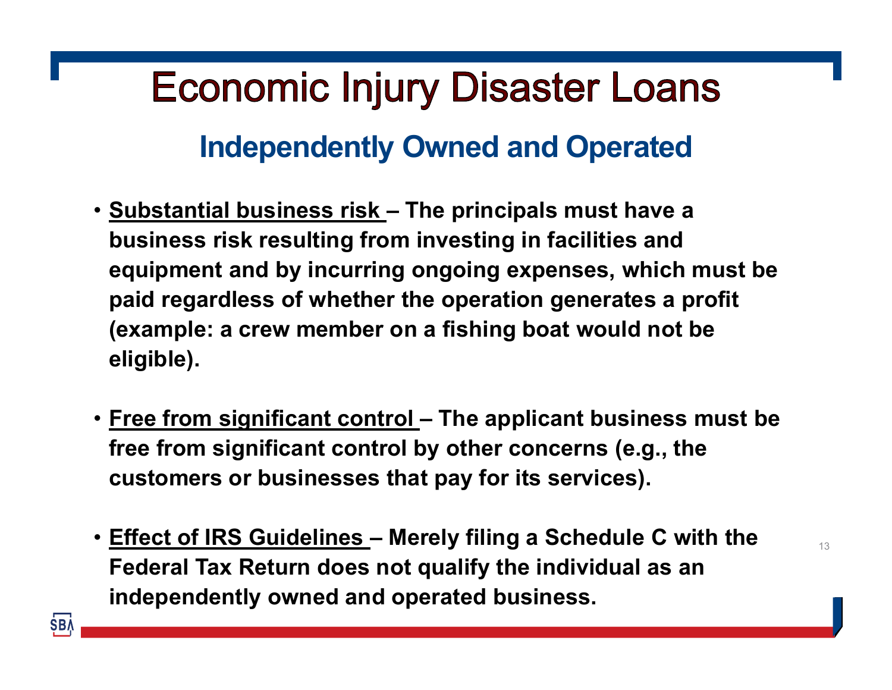# Economic Injury Disaster Loans

## Independently Owned and Operated

- **<u>Substantial business risk</u> – The principals must have a business risk resulting from investing in facilities and equipment and by incurring ongoing expenses, which must be paid regardless of whether the operation generates a profit (example: a crew member on a fishing boat would not be eligible).**

- **<u>Free from significant control</u> – The applicant business must be free from significant control by other concerns (e.g., the customers or businesses that pay for its services).**

- **<u>Effect of IRS Guidelines</u> – Merely filing a Schedule C with the Federal Tax Return does not qualify the individual as an independently owned and operated business.**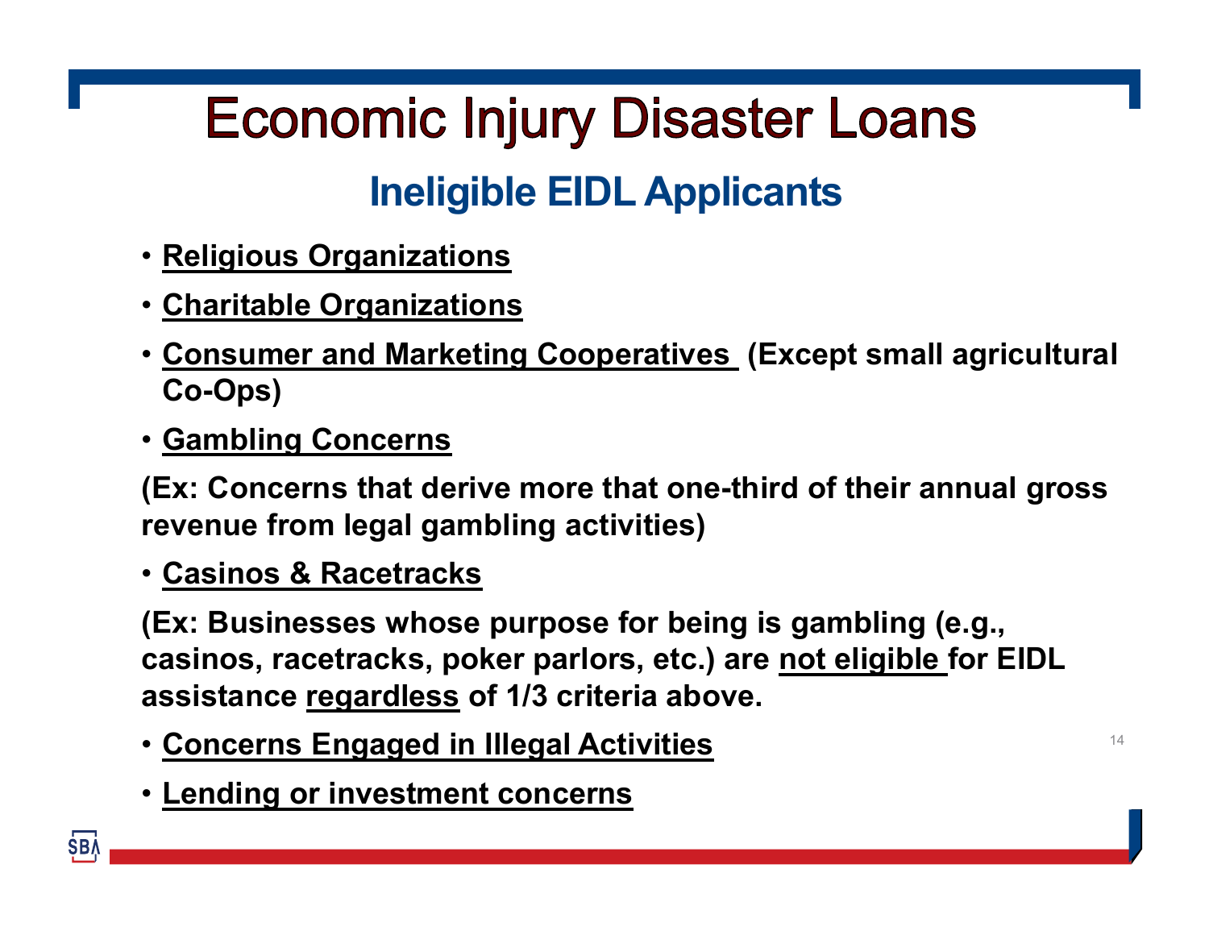# Economic Injury Disaster Loans

## Ineligible EIDL Applicants

- **Religious Organizations**
- **Charitable Organizations**
- **Consumer and Marketing Cooperatives (Except small agricultural Co-Ops)**
- **Gambling Concerns**

**(Ex: Concerns that derive more that one-third of their annual gross revenue from legal gambling activities)**

- **Casinos & Racetracks**

**(Ex: Businesses whose purpose for being is gambling (e.g., casinos, racetracks, poker parlors, etc.) are not eligible for EIDL assistance regardless of 1/3 criteria above.**

- **Concerns Engaged in Illegal Activities**
- **Lending or investment concerns**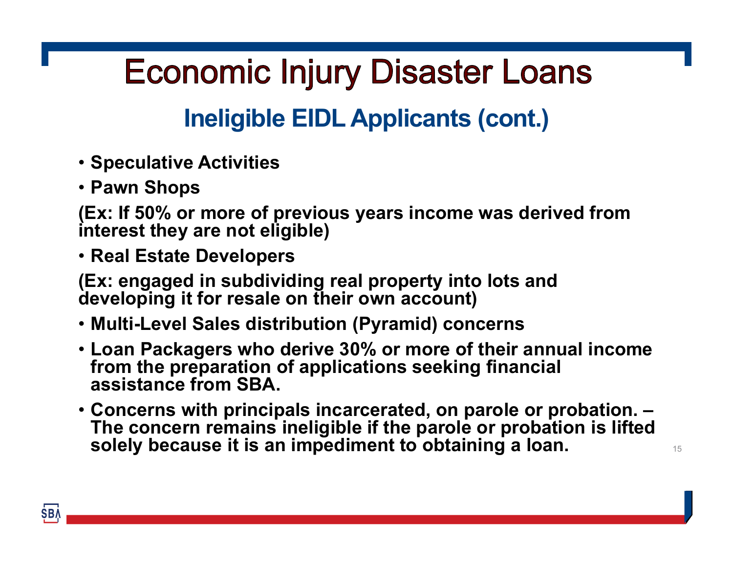# Economic Injury Disaster Loans

## Ineligible EIDL Applicants (cont.)

- **Speculative Activities**
- **Pawn Shops**

**(Ex: If 50% or more of previous years income was derived from interest they are not eligible)**

- **Real Estate Developers**

**(Ex: engaged in subdividing real property into lots and developing it for resale on their own account)**

- **Multi-Level Sales distribution (Pyramid) concerns**
- **Loan Packagers who derive 30% or more of their annual income from the preparation of applications seeking financial assistance from SBA.**
- **Concerns with principals incarcerated, on parole or probation. – The concern remains ineligible if the parole or probation is lifted solely because it is an impediment to obtaining a loan.**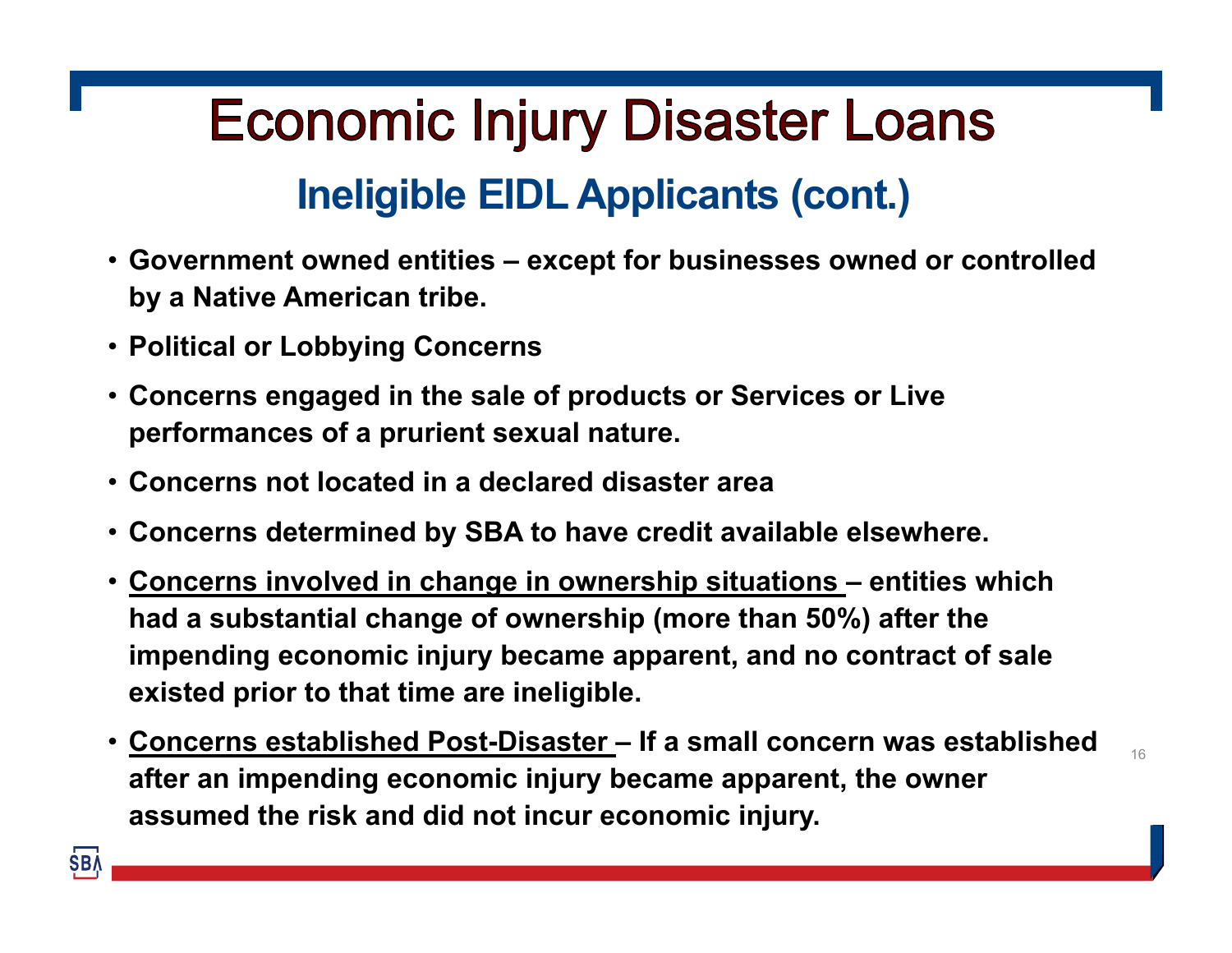# Economic Injury Disaster Loans

## Ineligible EIDL Applicants (cont.)

- **Government owned entities – except for businesses owned or controlled by a Native American tribe.**
- **Political or Lobbying Concerns**
- **Concerns engaged in the sale of products or Services or Live performances of a prurient sexual nature.**
- **Concerns not located in a declared disaster area**
- **Concerns determined by SBA to have credit available elsewhere.**
- **<u>Concerns involved in change in ownership situations</u> – entities which had a substantial change of ownership (more than 50%) after the impending economic injury became apparent, and no contract of sale existed prior to that time are ineligible.**
- **<u>Concerns established Post-Disaster</u> – If a small concern was established after an impending economic injury became apparent, the owner assumed the risk and did not incur economic injury.**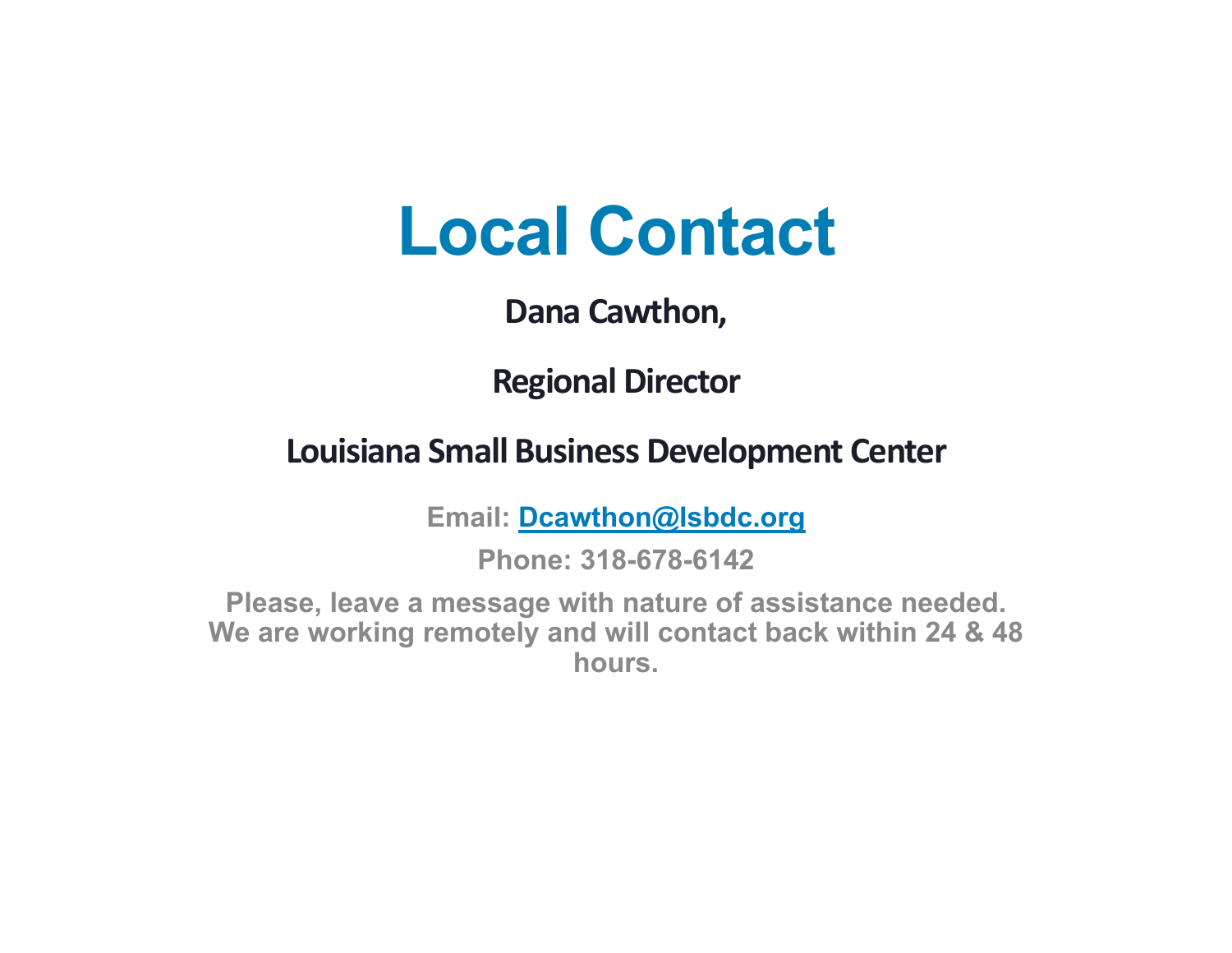# Local Contact

**Dana Cawthon,**

**Regional Director**

**Louisiana Small Business Development Center**

**Email: [Dcawthon@lsbdc.org](mailto:Dcawthon@lsbdc.org)**

**Phone: 318-678-6142**

**Please, leave a message with nature of assistance needed. We are working remotely and will contact back within 24 & 48 hours.**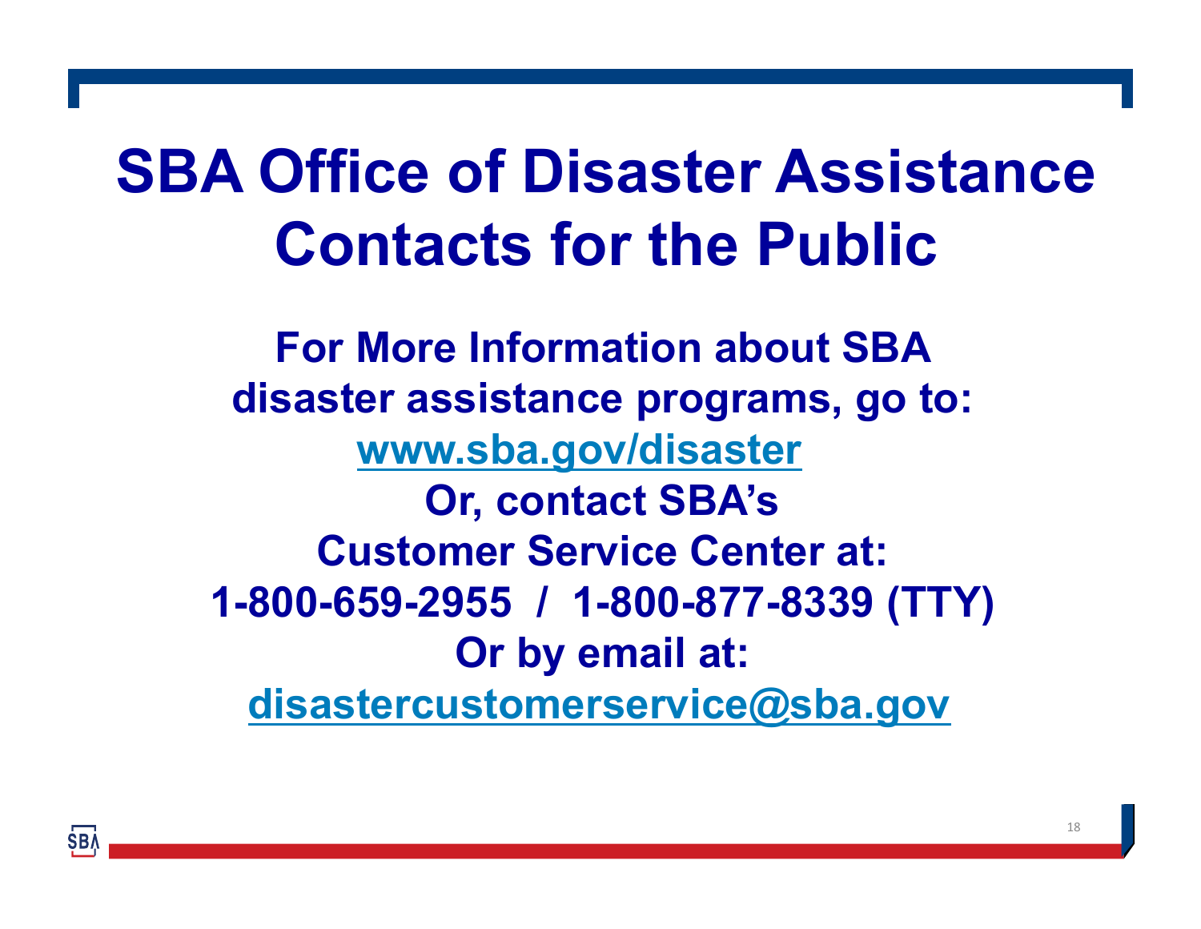# SBA Office of Disaster Assistance Contacts for the Public

**For More Information about SBA disaster assistance programs, go to:**

**www.sba.gov/disaster**

**Or, contact SBA's Customer Service Center at:**

**1-800-659-2955 / 1-800-877-8339 (TTY)**

**Or by email at:**

**disastercustomerservice@sba.gov**